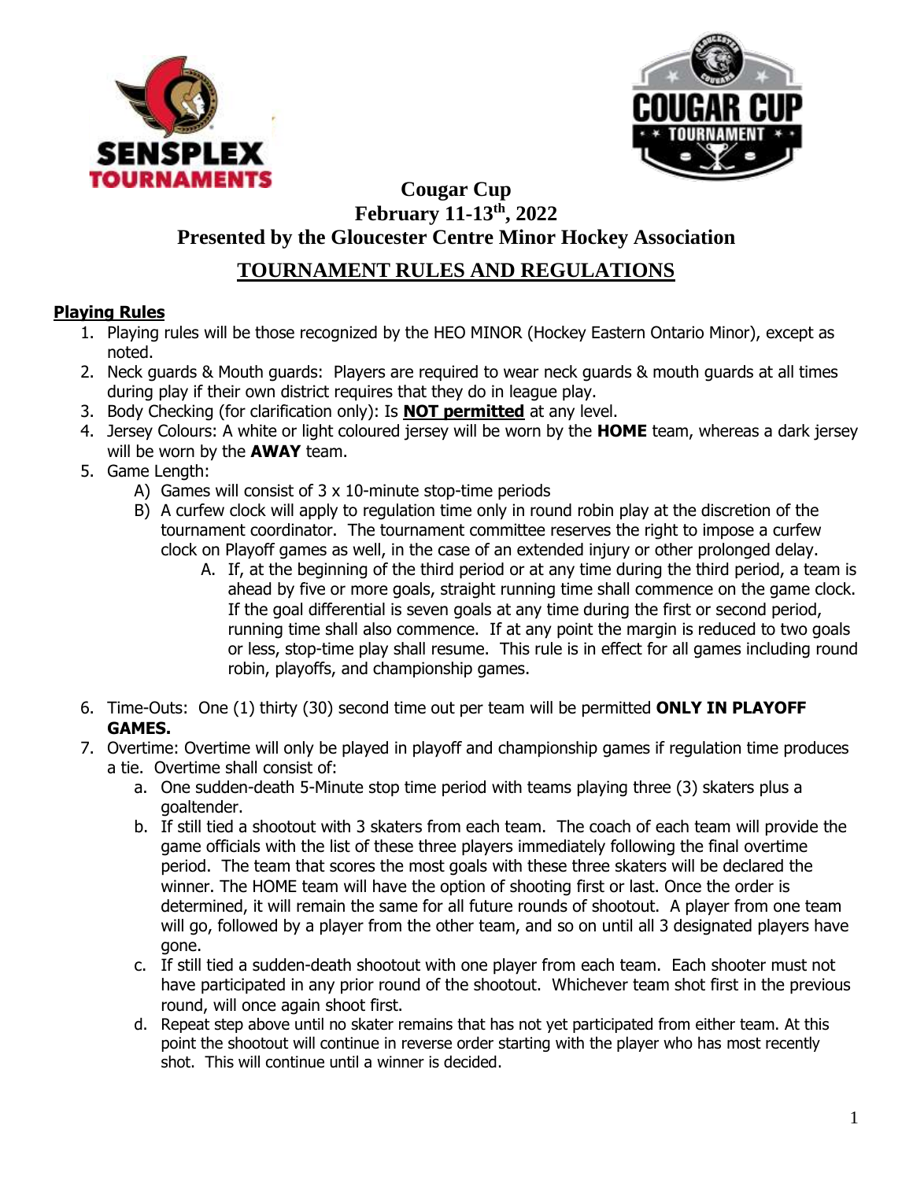# Cougar Cup

## February 11-13th, 2022

## Presented by the Gloucester Centre Minor Hockey Association

## TOURNAMENT RULES AND REGULATIONS

### Playing Rules

1. Playing rules will be those recognized by the HEO MINOR (Hockey Eastern Ontario Minor), except as noted.
2. Neck guards & Mouth guards: Players are required to wear neck guards & mouth guards at all times during play if their own district requires that they do in league play.
3. Body Checking (for clarification only): Is **NOT permitted** at any level.
4. Jersey Colours: A white or light coloured jersey will be worn by the **HOME** team, whereas a dark jersey will be worn by the **AWAY** team.
5. Game Length:
   A) Games will consist of 3 x 10-minute stop-time periods
   B) A curfew clock will apply to regulation time only in round robin play at the discretion of the tournament coordinator. The tournament committee reserves the right to impose a curfew clock on Playoff games as well, in the case of an extended injury or other prolonged delay.
      A. If, at the beginning of the third period or at any time during the third period, a team is ahead by five or more goals, straight running time shall commence on the game clock. If the goal differential is seven goals at any time during the first or second period, running time shall also commence. If at any point the margin is reduced to two goals or less, stop-time play shall resume. This rule is in effect for all games including round robin, playoffs, and championship games.
6. Time-Outs: One (1) thirty (30) second time out per team will be permitted **ONLY IN PLAYOFF GAMES.**
7. Overtime: Overtime will only be played in playoff and championship games if regulation time produces a tie. Overtime shall consist of:
   a. One sudden-death 5-Minute stop time period with teams playing three (3) skaters plus a goaltender.
   b. If still tied a shootout with 3 skaters from each team. The coach of each team will provide the game officials with the list of these three players immediately following the final overtime period. The team that scores the most goals with these three skaters will be declared the winner. The HOME team will have the option of shooting first or last. Once the order is determined, it will remain the same for all future rounds of shootout. A player from one team will go, followed by a player from the other team, and so on until all 3 designated players have gone.
   c. If still tied a sudden-death shootout with one player from each team. Each shooter must not have participated in any prior round of the shootout. Whichever team shot first in the previous round, will once again shoot first.
   d. Repeat step above until no skater remains that has not yet participated from either team. At this point the shootout will continue in reverse order starting with the player who has most recently shot. This will continue until a winner is decided.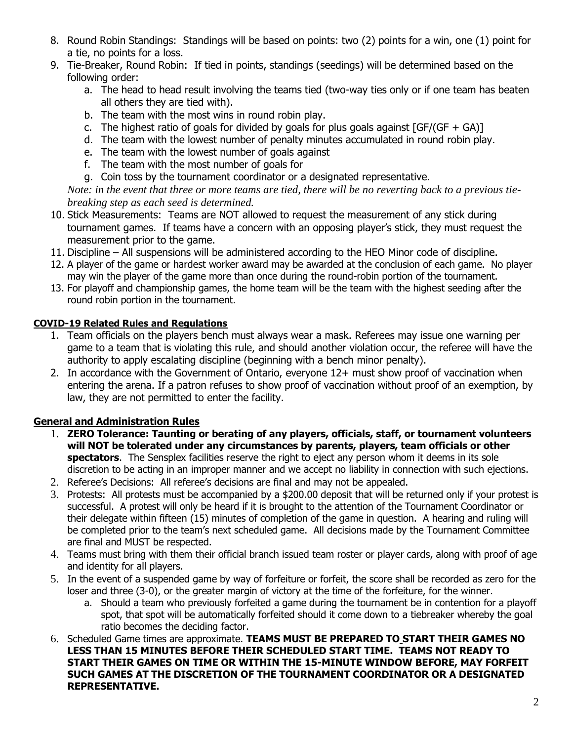8. Round Robin Standings: Standings will be based on points: two (2) points for a win, one (1) point for a tie, no points for a loss.
9. Tie-Breaker, Round Robin: If tied in points, standings (seedings) will be determined based on the following order:
    a. The head to head result involving the teams tied (two-way ties only or if one team has beaten all others they are tied with).
    b. The team with the most wins in round robin play.
    c. The highest ratio of goals for divided by goals for plus goals against [GF/(GF + GA)]
    d. The team with the lowest number of penalty minutes accumulated in round robin play.
    e. The team with the lowest number of goals against
    f. The team with the most number of goals for
    g. Coin toss by the tournament coordinator or a designated representative.

    *Note: in the event that three or more teams are tied, there will be no reverting back to a previous tie-breaking step as each seed is determined.*
10. Stick Measurements: Teams are NOT allowed to request the measurement of any stick during tournament games. If teams have a concern with an opposing player's stick, they must request the measurement prior to the game.
11. Discipline – All suspensions will be administered according to the HEO Minor code of discipline.
12. A player of the game or hardest worker award may be awarded at the conclusion of each game. No player may win the player of the game more than once during the round-robin portion of the tournament.
13. For playoff and championship games, the home team will be the team with the highest seeding after the round robin portion in the tournament.

**COVID-19 Related Rules and Regulations**

1. Team officials on the players bench must always wear a mask. Referees may issue one warning per game to a team that is violating this rule, and should another violation occur, the referee will have the authority to apply escalating discipline (beginning with a bench minor penalty).
2. In accordance with the Government of Ontario, everyone 12+ must show proof of vaccination when entering the arena. If a patron refuses to show proof of vaccination without proof of an exemption, by law, they are not permitted to enter the facility.

**General and Administration Rules**

1. **ZERO Tolerance: Taunting or berating of any players, officials, staff, or tournament volunteers will NOT be tolerated under any circumstances by parents, players, team officials or other spectators**. The Sensplex facilities reserve the right to eject any person whom it deems in its sole discretion to be acting in an improper manner and we accept no liability in connection with such ejections.
2. Referee's Decisions: All referee's decisions are final and may not be appealed.
3. Protests: All protests must be accompanied by a $200.00 deposit that will be returned only if your protest is successful. A protest will only be heard if it is brought to the attention of the Tournament Coordinator or their delegate within fifteen (15) minutes of completion of the game in question. A hearing and ruling will be completed prior to the team's next scheduled game. All decisions made by the Tournament Committee are final and MUST be respected.
4. Teams must bring with them their official branch issued team roster or player cards, along with proof of age and identity for all players.
5. In the event of a suspended game by way of forfeiture or forfeit, the score shall be recorded as zero for the loser and three (3-0), or the greater margin of victory at the time of the forfeiture, for the winner.
    a. Should a team who previously forfeited a game during the tournament be in contention for a playoff spot, that spot will be automatically forfeited should it come down to a tiebreaker whereby the goal ratio becomes the deciding factor.
6. Scheduled Game times are approximate. **TEAMS MUST BE PREPARED TO START THEIR GAMES NO LESS THAN 15 MINUTES BEFORE THEIR SCHEDULED START TIME. TEAMS NOT READY TO START THEIR GAMES ON TIME OR WITHIN THE 15-MINUTE WINDOW BEFORE, MAY FORFEIT SUCH GAMES AT THE DISCRETION OF THE TOURNAMENT COORDINATOR OR A DESIGNATED REPRESENTATIVE.**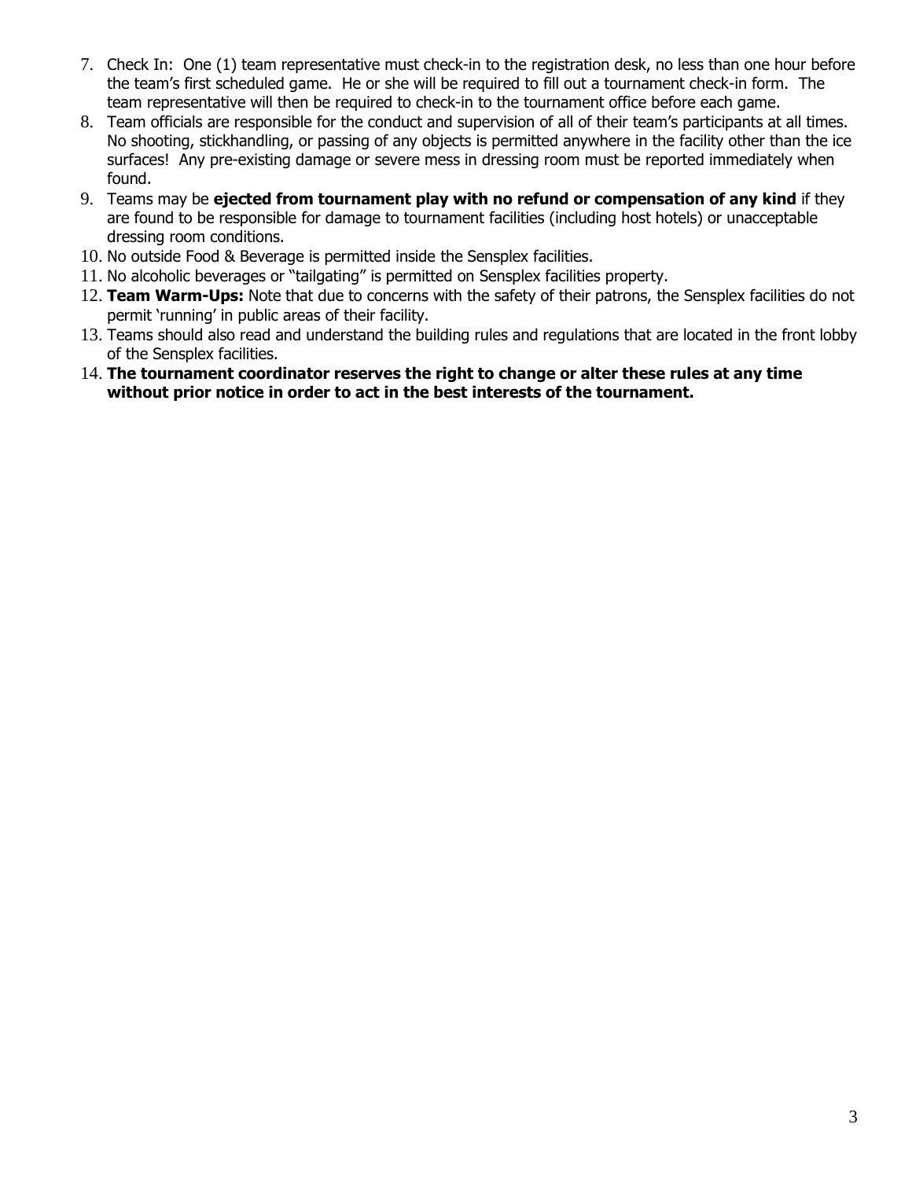7. Check In: One (1) team representative must check-in to the registration desk, no less than one hour before the team's first scheduled game. He or she will be required to fill out a tournament check-in form. The team representative will then be required to check-in to the tournament office before each game.
8. Team officials are responsible for the conduct and supervision of all of their team's participants at all times. No shooting, stickhandling, or passing of any objects is permitted anywhere in the facility other than the ice surfaces! Any pre-existing damage or severe mess in dressing room must be reported immediately when found.
9. Teams may be **ejected from tournament play with no refund or compensation of any kind** if they are found to be responsible for damage to tournament facilities (including host hotels) or unacceptable dressing room conditions.
10. No outside Food & Beverage is permitted inside the Sensplex facilities.
11. No alcoholic beverages or "tailgating" is permitted on Sensplex facilities property.
12. **Team Warm-Ups:** Note that due to concerns with the safety of their patrons, the Sensplex facilities do not permit 'running' in public areas of their facility.
13. Teams should also read and understand the building rules and regulations that are located in the front lobby of the Sensplex facilities.
14. **The tournament coordinator reserves the right to change or alter these rules at any time without prior notice in order to act in the best interests of the tournament.**